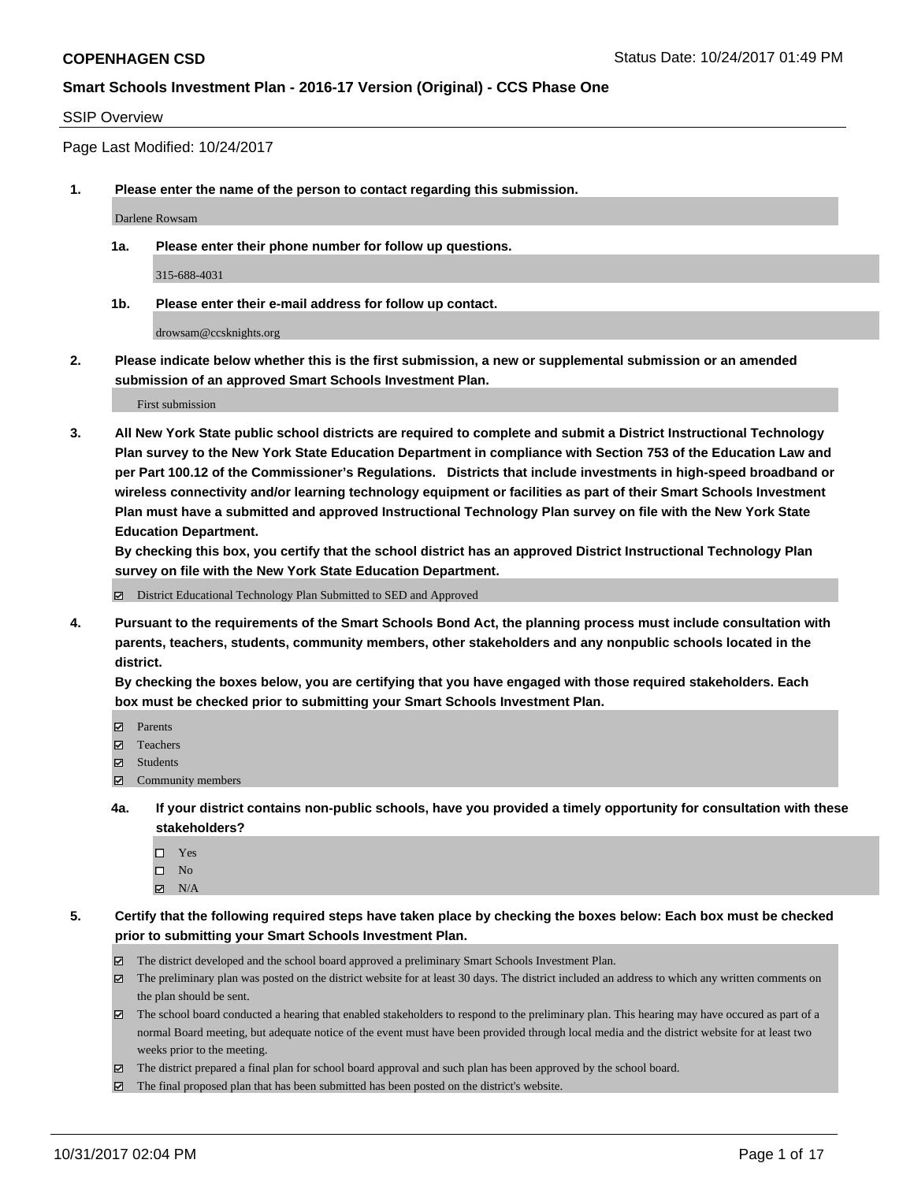**COPENHAGEN CSD** Status Date: 10/24/2017 01:49 PM

**Smart Schools Investment Plan - 2016-17 Version (Original) - CCS Phase One**

SSIP Overview

Page Last Modified: 10/24/2017

**1. Please enter the name of the person to contact regarding this submission.**

Darlene Rowsam

**1a. Please enter their phone number for follow up questions.**

315-688-4031

**1b. Please enter their e-mail address for follow up contact.**

drowsam@ccsknights.org

**2. Please indicate below whether this is the first submission, a new or supplemental submission or an amended submission of an approved Smart Schools Investment Plan.**

First submission

**3. All New York State public school districts are required to complete and submit a District Instructional Technology Plan survey to the New York State Education Department in compliance with Section 753 of the Education Law and per Part 100.12 of the Commissioner's Regulations. Districts that include investments in high-speed broadband or wireless connectivity and/or learning technology equipment or facilities as part of their Smart Schools Investment Plan must have a submitted and approved Instructional Technology Plan survey on file with the New York State Education Department.**
**By checking this box, you certify that the school district has an approved District Instructional Technology Plan survey on file with the New York State Education Department.**

- [x] District Educational Technology Plan Submitted to SED and Approved

**4. Pursuant to the requirements of the Smart Schools Bond Act, the planning process must include consultation with parents, teachers, students, community members, other stakeholders and any nonpublic schools located in the district.**
**By checking the boxes below, you are certifying that you have engaged with those required stakeholders. Each box must be checked prior to submitting your Smart Schools Investment Plan.**

- [x] Parents
- [x] Teachers
- [x] Students
- [x] Community members

**4a. If your district contains non-public schools, have you provided a timely opportunity for consultation with these stakeholders?**

- [ ] Yes
- [ ] No
- [x] N/A

**5. Certify that the following required steps have taken place by checking the boxes below: Each box must be checked prior to submitting your Smart Schools Investment Plan.**

- [x] The district developed and the school board approved a preliminary Smart Schools Investment Plan.
- [x] The preliminary plan was posted on the district website for at least 30 days. The district included an address to which any written comments on the plan should be sent.
- [x] The school board conducted a hearing that enabled stakeholders to respond to the preliminary plan. This hearing may have occured as part of a normal Board meeting, but adequate notice of the event must have been provided through local media and the district website for at least two weeks prior to the meeting.
- [x] The district prepared a final plan for school board approval and such plan has been approved by the school board.
- [x] The final proposed plan that has been submitted has been posted on the district's website.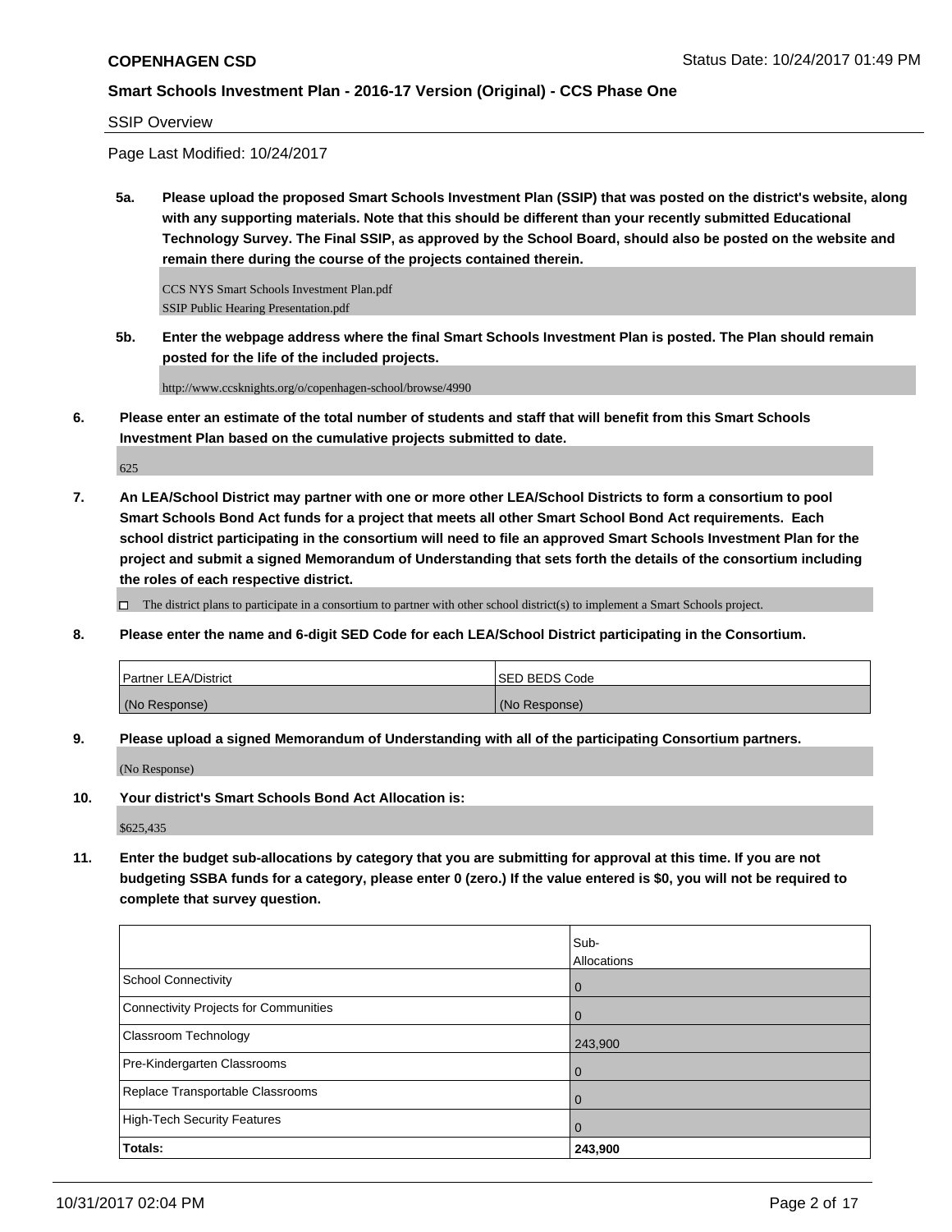SSIP Overview

Page Last Modified: 10/24/2017

**5a. Please upload the proposed Smart Schools Investment Plan (SSIP) that was posted on the district's website, along with any supporting materials. Note that this should be different than your recently submitted Educational Technology Survey. The Final SSIP, as approved by the School Board, should also be posted on the website and remain there during the course of the projects contained therein.**

CCS NYS Smart Schools Investment Plan.pdf
SSIP Public Hearing Presentation.pdf

**5b. Enter the webpage address where the final Smart Schools Investment Plan is posted. The Plan should remain posted for the life of the included projects.**

http://www.ccsknights.org/o/copenhagen-school/browse/4990

**6. Please enter an estimate of the total number of students and staff that will benefit from this Smart Schools Investment Plan based on the cumulative projects submitted to date.**

625

**7. An LEA/School District may partner with one or more other LEA/School Districts to form a consortium to pool Smart Schools Bond Act funds for a project that meets all other Smart School Bond Act requirements. Each school district participating in the consortium will need to file an approved Smart Schools Investment Plan for the project and submit a signed Memorandum of Understanding that sets forth the details of the consortium including the roles of each respective district.**

☐ The district plans to participate in a consortium to partner with other school district(s) to implement a Smart Schools project.

**8. Please enter the name and 6-digit SED Code for each LEA/School District participating in the Consortium.**

| Partner LEA/District | SED BEDS Code |
|---|---|
| (No Response) | (No Response) |

**9. Please upload a signed Memorandum of Understanding with all of the participating Consortium partners.**

(No Response)

**10. Your district's Smart Schools Bond Act Allocation is:**

$625,435

**11. Enter the budget sub-allocations by category that you are submitting for approval at this time. If you are not budgeting SSBA funds for a category, please enter 0 (zero.) If the value entered is $0, you will not be required to complete that survey question.**

| | Sub-Allocations |
|---|---|
| School Connectivity | 0 |
| Connectivity Projects for Communities | 0 |
| Classroom Technology | 243,900 |
| Pre-Kindergarten Classrooms | 0 |
| Replace Transportable Classrooms | 0 |
| High-Tech Security Features | 0 |
| **Totals:** | **243,900** |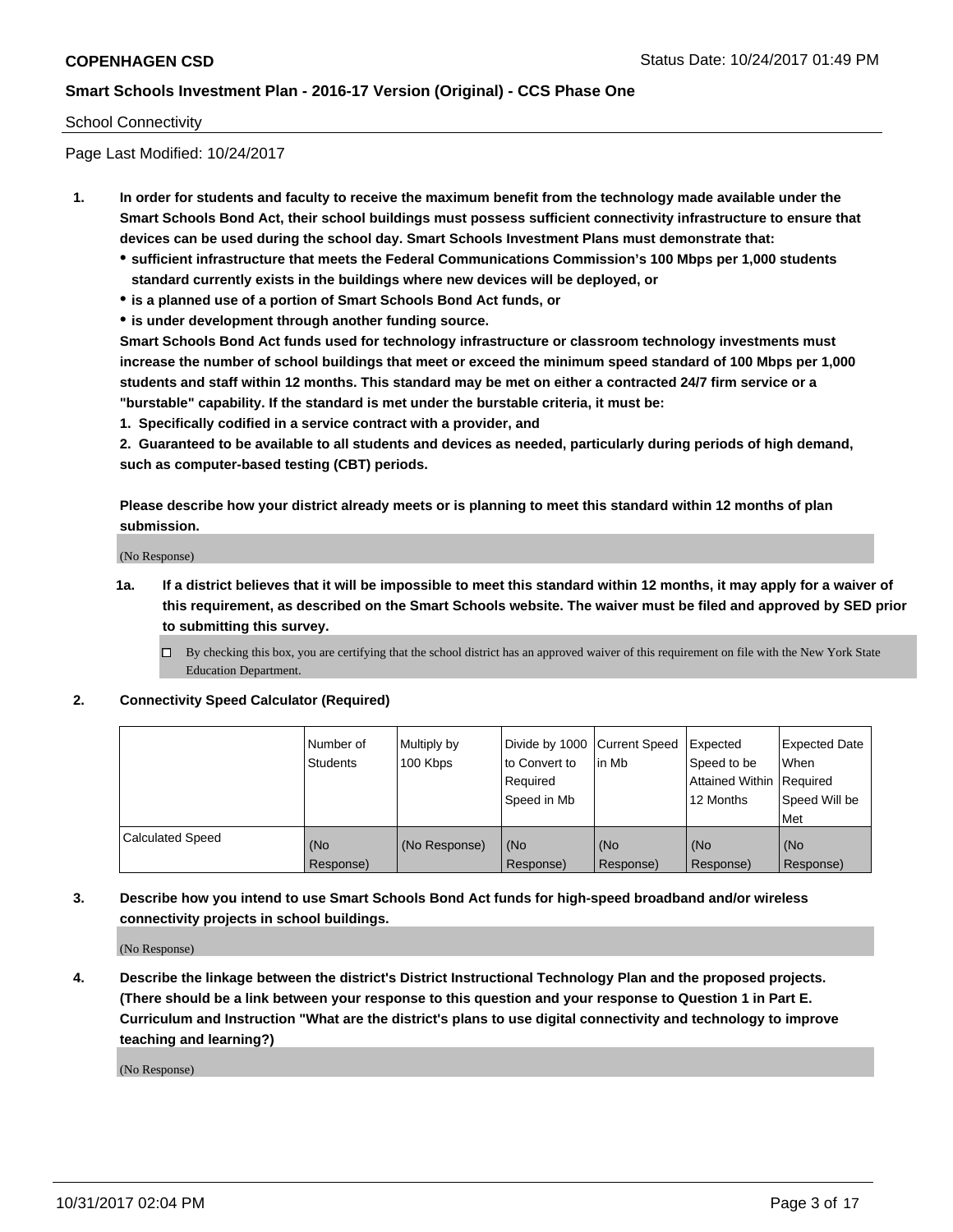School Connectivity

Page Last Modified: 10/24/2017

1. **In order for students and faculty to receive the maximum benefit from the technology made available under the Smart Schools Bond Act, their school buildings must possess sufficient connectivity infrastructure to ensure that devices can be used during the school day. Smart Schools Investment Plans must demonstrate that:**
   - **sufficient infrastructure that meets the Federal Communications Commission's 100 Mbps per 1,000 students standard currently exists in the buildings where new devices will be deployed, or**
   - **is a planned use of a portion of Smart Schools Bond Act funds, or**
   - **is under development through another funding source.**

   **Smart Schools Bond Act funds used for technology infrastructure or classroom technology investments must increase the number of school buildings that meet or exceed the minimum speed standard of 100 Mbps per 1,000 students and staff within 12 months. This standard may be met on either a contracted 24/7 firm service or a "burstable" capability. If the standard is met under the burstable criteria, it must be:**

   **1. Specifically codified in a service contract with a provider, and**

   **2. Guaranteed to be available to all students and devices as needed, particularly during periods of high demand, such as computer-based testing (CBT) periods.**

   **Please describe how your district already meets or is planning to meet this standard within 12 months of plan submission.**

   (No Response)

   1a. **If a district believes that it will be impossible to meet this standard within 12 months, it may apply for a waiver of this requirement, as described on the Smart Schools website. The waiver must be filed and approved by SED prior to submitting this survey.**

   ☐ By checking this box, you are certifying that the school district has an approved waiver of this requirement on file with the New York State Education Department.

2. **Connectivity Speed Calculator (Required)**

| | Number of Students | Multiply by 100 Kbps | Divide by 1000 to Convert to Required Speed in Mb | Current Speed in Mb | Expected Speed to be Attained Within 12 Months | Expected Date When Required Speed Will be Met |
|---|---|---|---|---|---|---|
| Calculated Speed | (No Response) | (No Response) | (No Response) | (No Response) | (No Response) | (No Response) |

3. **Describe how you intend to use Smart Schools Bond Act funds for high-speed broadband and/or wireless connectivity projects in school buildings.**

   (No Response)

4. **Describe the linkage between the district's District Instructional Technology Plan and the proposed projects. (There should be a link between your response to this question and your response to Question 1 in Part E. Curriculum and Instruction "What are the district's plans to use digital connectivity and technology to improve teaching and learning?)**

   (No Response)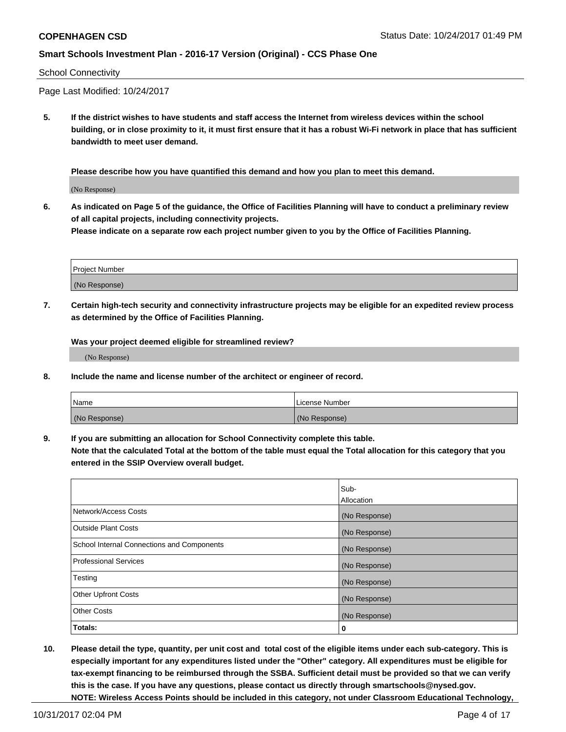School Connectivity

Page Last Modified: 10/24/2017

**5. If the district wishes to have students and staff access the Internet from wireless devices within the school building, or in close proximity to it, it must first ensure that it has a robust Wi-Fi network in place that has sufficient bandwidth to meet user demand.**

**Please describe how you have quantified this demand and how you plan to meet this demand.**

(No Response)

**6. As indicated on Page 5 of the guidance, the Office of Facilities Planning will have to conduct a preliminary review of all capital projects, including connectivity projects.**
**Please indicate on a separate row each project number given to you by the Office of Facilities Planning.**

| Project Number |
| --- |
| (No Response) |

**7. Certain high-tech security and connectivity infrastructure projects may be eligible for an expedited review process as determined by the Office of Facilities Planning.**

**Was your project deemed eligible for streamlined review?**

(No Response)

**8. Include the name and license number of the architect or engineer of record.**

| Name | License Number |
| --- | --- |
| (No Response) | (No Response) |

**9. If you are submitting an allocation for School Connectivity complete this table.**
**Note that the calculated Total at the bottom of the table must equal the Total allocation for this category that you entered in the SSIP Overview overall budget.**

| | Sub-Allocation |
| --- | --- |
| Network/Access Costs | (No Response) |
| Outside Plant Costs | (No Response) |
| School Internal Connections and Components | (No Response) |
| Professional Services | (No Response) |
| Testing | (No Response) |
| Other Upfront Costs | (No Response) |
| Other Costs | (No Response) |
| **Totals:** | **0** |

**10. Please detail the type, quantity, per unit cost and total cost of the eligible items under each sub-category. This is especially important for any expenditures listed under the "Other" category. All expenditures must be eligible for tax-exempt financing to be reimbursed through the SSBA. Sufficient detail must be provided so that we can verify this is the case. If you have any questions, please contact us directly through smartschools@nysed.gov.**
**NOTE: Wireless Access Points should be included in this category, not under Classroom Educational Technology,**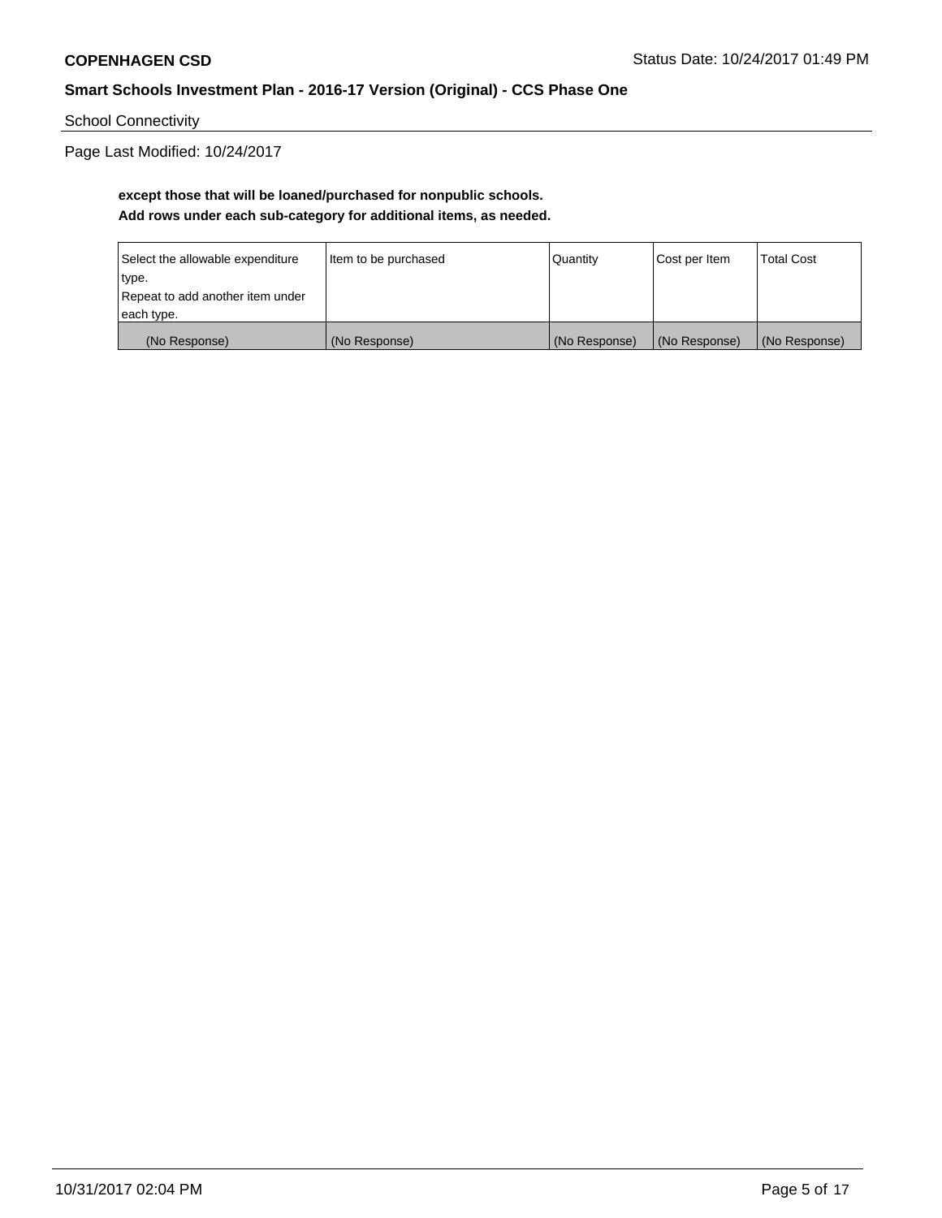School Connectivity

Page Last Modified: 10/24/2017

**except those that will be loaned/purchased for nonpublic schools.**
**Add rows under each sub-category for additional items, as needed.**

| Select the allowable expenditure type. Repeat to add another item under each type. | Item to be purchased | Quantity | Cost per Item | Total Cost |
|---|---|---|---|---|
| (No Response) | (No Response) | (No Response) | (No Response) | (No Response) |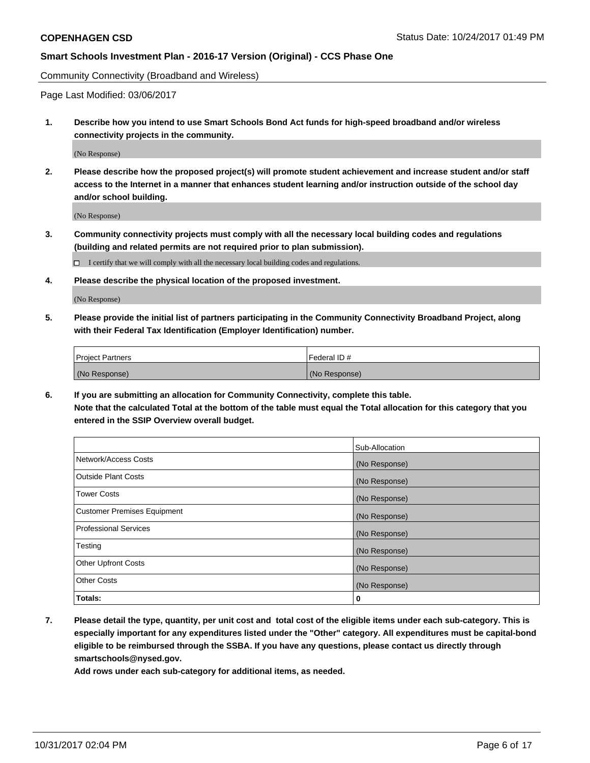Community Connectivity (Broadband and Wireless)

Page Last Modified: 03/06/2017

**1. Describe how you intend to use Smart Schools Bond Act funds for high-speed broadband and/or wireless connectivity projects in the community.**

(No Response)

**2. Please describe how the proposed project(s) will promote student achievement and increase student and/or staff access to the Internet in a manner that enhances student learning and/or instruction outside of the school day and/or school building.**

(No Response)

**3. Community connectivity projects must comply with all the necessary local building codes and regulations (building and related permits are not required prior to plan submission).**

☐ I certify that we will comply with all the necessary local building codes and regulations.

**4. Please describe the physical location of the proposed investment.**

(No Response)

**5. Please provide the initial list of partners participating in the Community Connectivity Broadband Project, along with their Federal Tax Identification (Employer Identification) number.**

| Project Partners | Federal ID # |
|---|---|
| (No Response) | (No Response) |

**6. If you are submitting an allocation for Community Connectivity, complete this table.**
**Note that the calculated Total at the bottom of the table must equal the Total allocation for this category that you entered in the SSIP Overview overall budget.**

| | Sub-Allocation |
|---|---|
| Network/Access Costs | (No Response) |
| Outside Plant Costs | (No Response) |
| Tower Costs | (No Response) |
| Customer Premises Equipment | (No Response) |
| Professional Services | (No Response) |
| Testing | (No Response) |
| Other Upfront Costs | (No Response) |
| Other Costs | (No Response) |
| **Totals:** | **0** |

**7. Please detail the type, quantity, per unit cost and total cost of the eligible items under each sub-category. This is especially important for any expenditures listed under the "Other" category. All expenditures must be capital-bond eligible to be reimbursed through the SSBA. If you have any questions, please contact us directly through smartschools@nysed.gov.**

**Add rows under each sub-category for additional items, as needed.**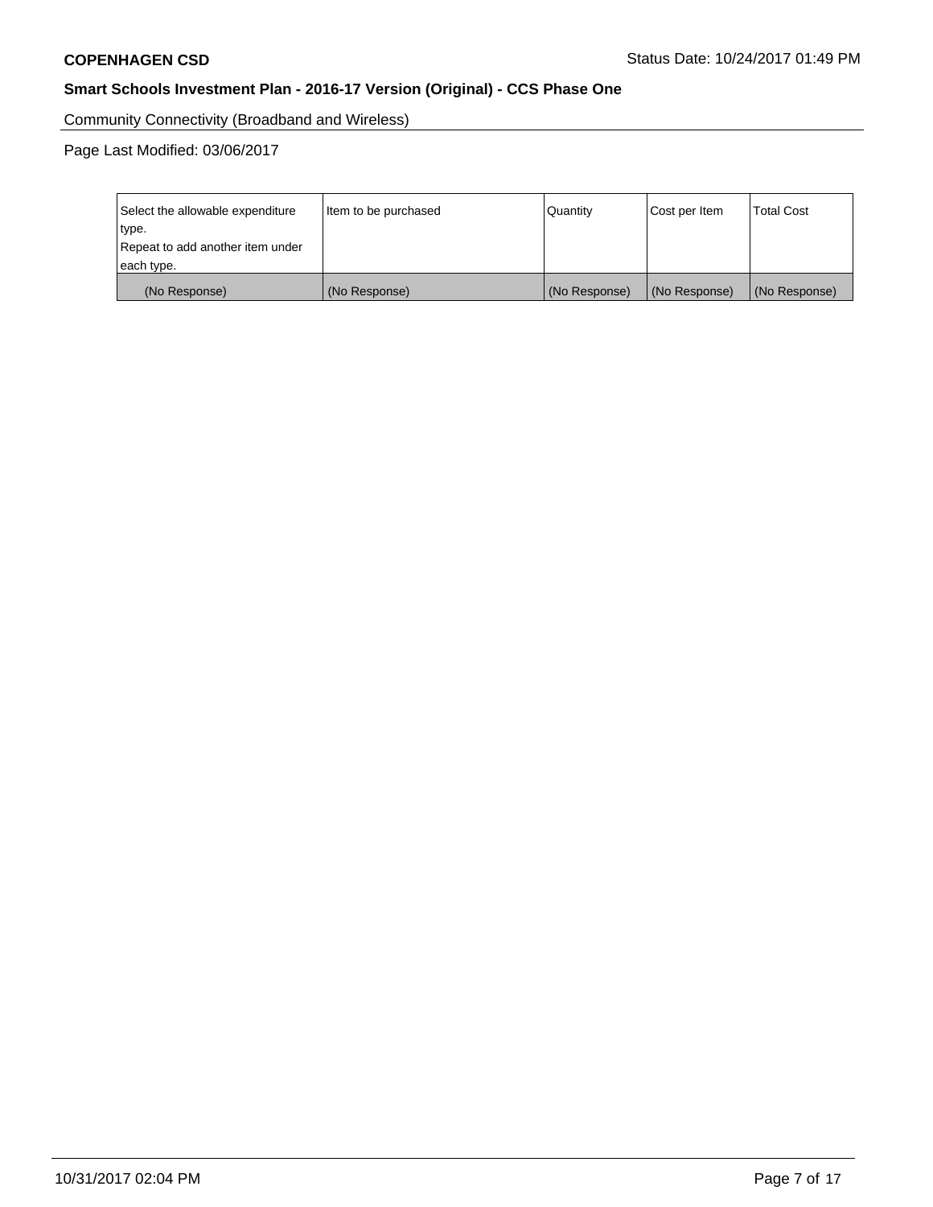**COPENHAGEN CSD** Status Date: 10/24/2017 01:49 PM

**Smart Schools Investment Plan - 2016-17 Version (Original) - CCS Phase One**

Community Connectivity (Broadband and Wireless)

Page Last Modified: 03/06/2017

| Select the allowable expenditure type. Repeat to add another item under each type. | Item to be purchased | Quantity | Cost per Item | Total Cost |
| --- | --- | --- | --- | --- |
| (No Response) | (No Response) | (No Response) | (No Response) | (No Response) |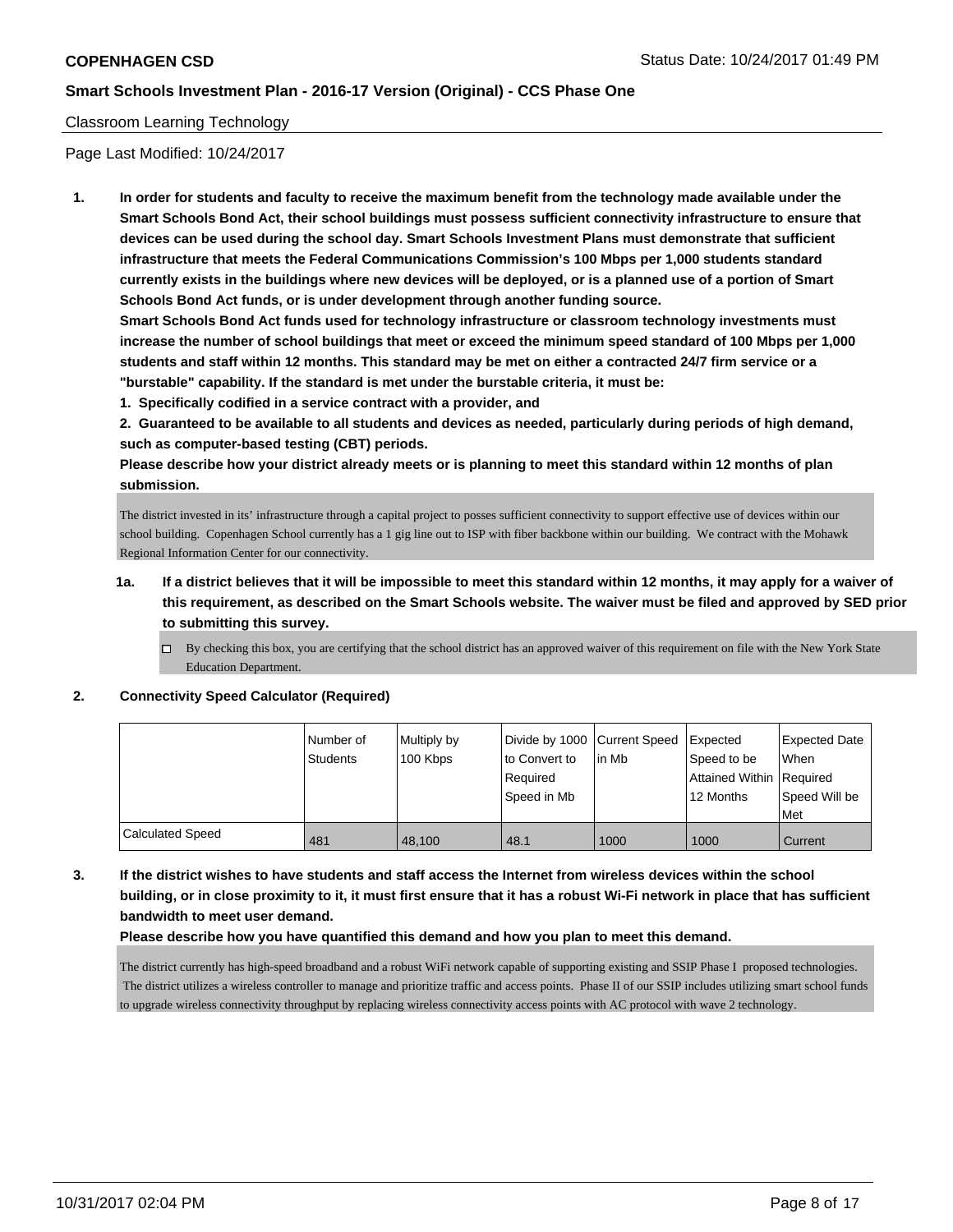**COPENHAGEN CSD** Status Date: 10/24/2017 01:49 PM

**Smart Schools Investment Plan - 2016-17 Version (Original) - CCS Phase One**

Classroom Learning Technology

Page Last Modified: 10/24/2017

1. **In order for students and faculty to receive the maximum benefit from the technology made available under the Smart Schools Bond Act, their school buildings must possess sufficient connectivity infrastructure to ensure that devices can be used during the school day. Smart Schools Investment Plans must demonstrate that sufficient infrastructure that meets the Federal Communications Commission's 100 Mbps per 1,000 students standard currently exists in the buildings where new devices will be deployed, or is a planned use of a portion of Smart Schools Bond Act funds, or is under development through another funding source.**

   **Smart Schools Bond Act funds used for technology infrastructure or classroom technology investments must increase the number of school buildings that meet or exceed the minimum speed standard of 100 Mbps per 1,000 students and staff within 12 months. This standard may be met on either a contracted 24/7 firm service or a "burstable" capability. If the standard is met under the burstable criteria, it must be:**

   **1. Specifically codified in a service contract with a provider, and**

   **2. Guaranteed to be available to all students and devices as needed, particularly during periods of high demand, such as computer-based testing (CBT) periods.**

   **Please describe how your district already meets or is planning to meet this standard within 12 months of plan submission.**

   The district invested in its' infrastructure through a capital project to posses sufficient connectivity to support effective use of devices within our school building. Copenhagen School currently has a 1 gig line out to ISP with fiber backbone within our building. We contract with the Mohawk Regional Information Center for our connectivity.

   1a. **If a district believes that it will be impossible to meet this standard within 12 months, it may apply for a waiver of this requirement, as described on the Smart Schools website. The waiver must be filed and approved by SED prior to submitting this survey.**

   ☐ By checking this box, you are certifying that the school district has an approved waiver of this requirement on file with the New York State Education Department.

2. **Connectivity Speed Calculator (Required)**

| | Number of Students | Multiply by 100 Kbps | Divide by 1000 to Convert to Required Speed in Mb | Current Speed in Mb | Expected Speed to be Attained Within 12 Months | Expected Date When Required Speed Will be Met |
|---|---|---|---|---|---|---|
| Calculated Speed | 481 | 48,100 | 48.1 | 1000 | 1000 | Current |

3. **If the district wishes to have students and staff access the Internet from wireless devices within the school building, or in close proximity to it, it must first ensure that it has a robust Wi-Fi network in place that has sufficient bandwidth to meet user demand.**

   **Please describe how you have quantified this demand and how you plan to meet this demand.**

   The district currently has high-speed broadband and a robust WiFi network capable of supporting existing and SSIP Phase I proposed technologies. The district utilizes a wireless controller to manage and prioritize traffic and access points. Phase II of our SSIP includes utilizing smart school funds to upgrade wireless connectivity throughput by replacing wireless connectivity access points with AC protocol with wave 2 technology.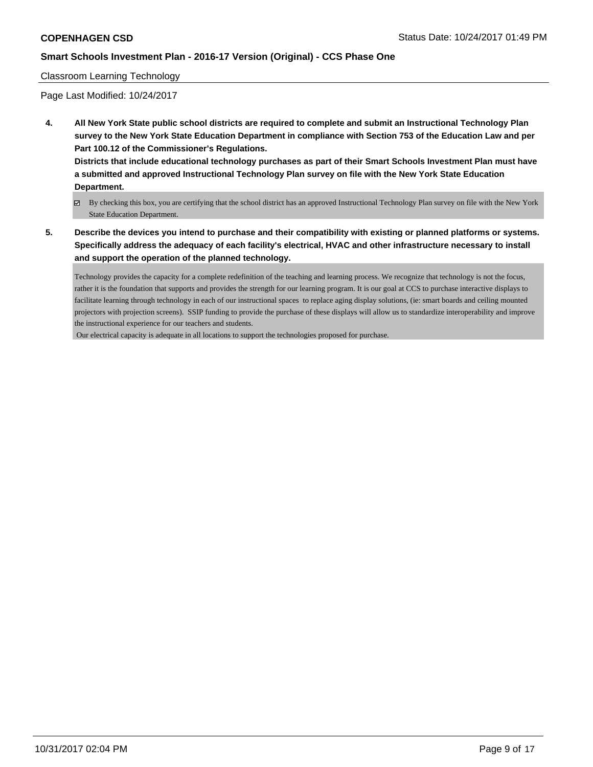Classroom Learning Technology

Page Last Modified: 10/24/2017

**4. All New York State public school districts are required to complete and submit an Instructional Technology Plan survey to the New York State Education Department in compliance with Section 753 of the Education Law and per Part 100.12 of the Commissioner's Regulations.**

**Districts that include educational technology purchases as part of their Smart Schools Investment Plan must have a submitted and approved Instructional Technology Plan survey on file with the New York State Education Department.**

☑ By checking this box, you are certifying that the school district has an approved Instructional Technology Plan survey on file with the New York State Education Department.

**5. Describe the devices you intend to purchase and their compatibility with existing or planned platforms or systems. Specifically address the adequacy of each facility's electrical, HVAC and other infrastructure necessary to install and support the operation of the planned technology.**

Technology provides the capacity for a complete redefinition of the teaching and learning process. We recognize that technology is not the focus, rather it is the foundation that supports and provides the strength for our learning program. It is our goal at CCS to purchase interactive displays to facilitate learning through technology in each of our instructional spaces to replace aging display solutions, (ie: smart boards and ceiling mounted projectors with projection screens). SSIP funding to provide the purchase of these displays will allow us to standardize interoperability and improve the instructional experience for our teachers and students.

Our electrical capacity is adequate in all locations to support the technologies proposed for purchase.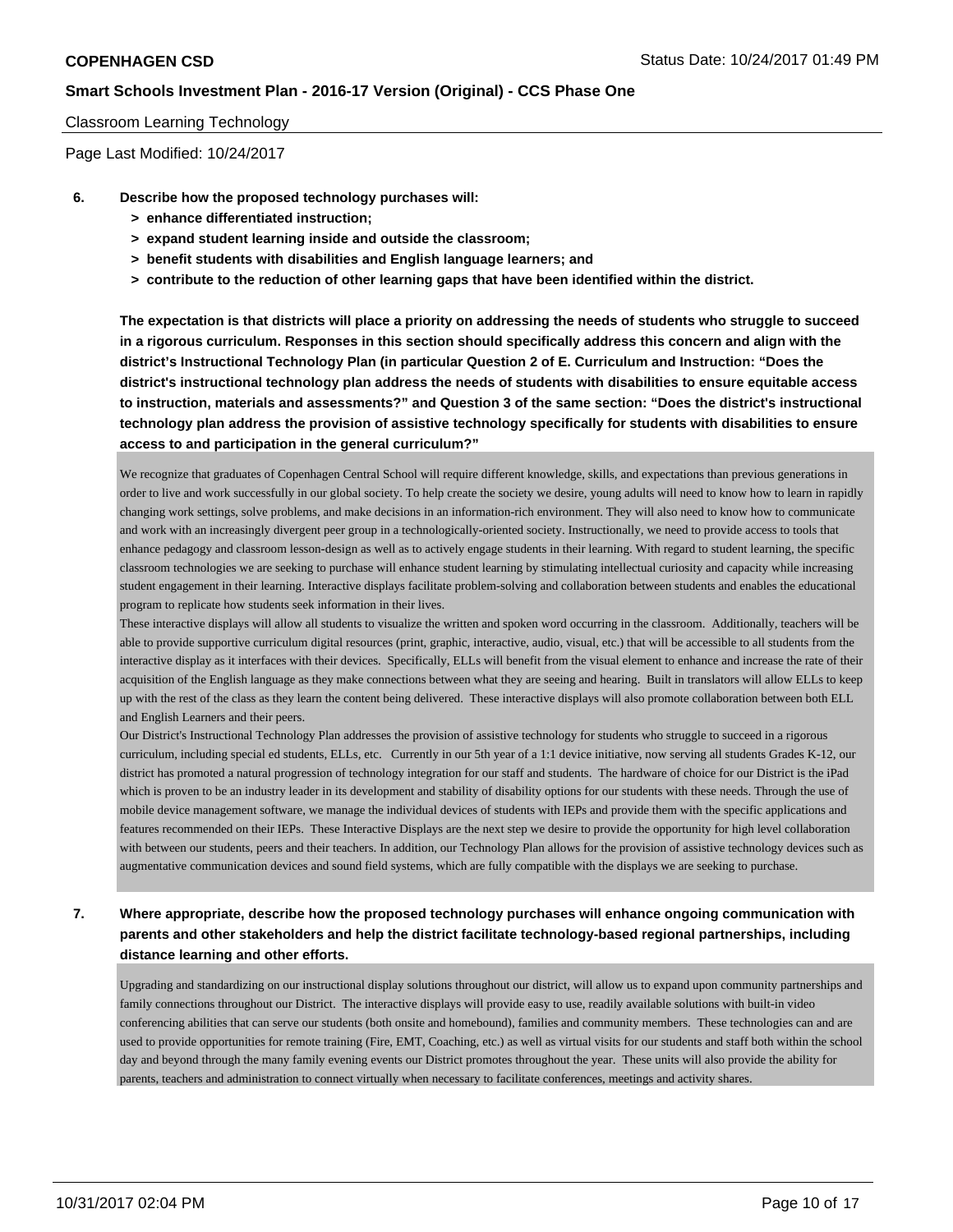Classroom Learning Technology

Page Last Modified: 10/24/2017

**6. Describe how the proposed technology purchases will:**

- **> enhance differentiated instruction;**
- **> expand student learning inside and outside the classroom;**
- **> benefit students with disabilities and English language learners; and**
- **> contribute to the reduction of other learning gaps that have been identified within the district.**

**The expectation is that districts will place a priority on addressing the needs of students who struggle to succeed in a rigorous curriculum. Responses in this section should specifically address this concern and align with the district's Instructional Technology Plan (in particular Question 2 of E. Curriculum and Instruction: "Does the district's instructional technology plan address the needs of students with disabilities to ensure equitable access to instruction, materials and assessments?" and Question 3 of the same section: "Does the district's instructional technology plan address the provision of assistive technology specifically for students with disabilities to ensure access to and participation in the general curriculum?"**

We recognize that graduates of Copenhagen Central School will require different knowledge, skills, and expectations than previous generations in order to live and work successfully in our global society. To help create the society we desire, young adults will need to know how to learn in rapidly changing work settings, solve problems, and make decisions in an information-rich environment. They will also need to know how to communicate and work with an increasingly divergent peer group in a technologically-oriented society. Instructionally, we need to provide access to tools that enhance pedagogy and classroom lesson-design as well as to actively engage students in their learning. With regard to student learning, the specific classroom technologies we are seeking to purchase will enhance student learning by stimulating intellectual curiosity and capacity while increasing student engagement in their learning. Interactive displays facilitate problem-solving and collaboration between students and enables the educational program to replicate how students seek information in their lives.
These interactive displays will allow all students to visualize the written and spoken word occurring in the classroom. Additionally, teachers will be able to provide supportive curriculum digital resources (print, graphic, interactive, audio, visual, etc.) that will be accessible to all students from the interactive display as it interfaces with their devices. Specifically, ELLs will benefit from the visual element to enhance and increase the rate of their acquisition of the English language as they make connections between what they are seeing and hearing. Built in translators will allow ELLs to keep up with the rest of the class as they learn the content being delivered. These interactive displays will also promote collaboration between both ELL and English Learners and their peers.
Our District's Instructional Technology Plan addresses the provision of assistive technology for students who struggle to succeed in a rigorous curriculum, including special ed students, ELLs, etc. Currently in our 5th year of a 1:1 device initiative, now serving all students Grades K-12, our district has promoted a natural progression of technology integration for our staff and students. The hardware of choice for our District is the iPad which is proven to be an industry leader in its development and stability of disability options for our students with these needs. Through the use of mobile device management software, we manage the individual devices of students with IEPs and provide them with the specific applications and features recommended on their IEPs. These Interactive Displays are the next step we desire to provide the opportunity for high level collaboration with between our students, peers and their teachers. In addition, our Technology Plan allows for the provision of assistive technology devices such as augmentative communication devices and sound field systems, which are fully compatible with the displays we are seeking to purchase.

**7. Where appropriate, describe how the proposed technology purchases will enhance ongoing communication with parents and other stakeholders and help the district facilitate technology-based regional partnerships, including distance learning and other efforts.**

Upgrading and standardizing on our instructional display solutions throughout our district, will allow us to expand upon community partnerships and family connections throughout our District. The interactive displays will provide easy to use, readily available solutions with built-in video conferencing abilities that can serve our students (both onsite and homebound), families and community members. These technologies can and are used to provide opportunities for remote training (Fire, EMT, Coaching, etc.) as well as virtual visits for our students and staff both within the school day and beyond through the many family evening events our District promotes throughout the year. These units will also provide the ability for parents, teachers and administration to connect virtually when necessary to facilitate conferences, meetings and activity shares.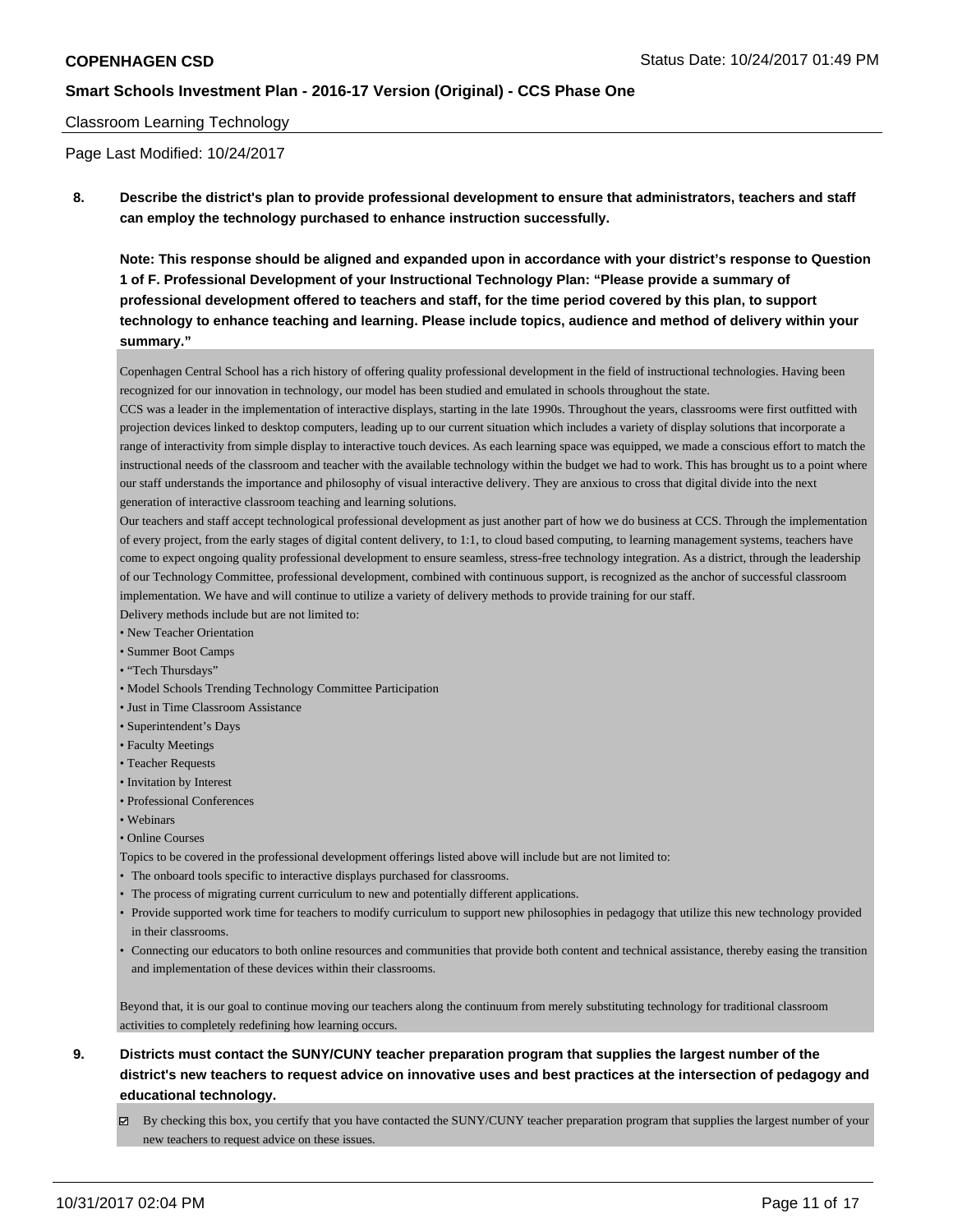**Classroom Learning Technology**

Page Last Modified: 10/24/2017

**8. Describe the district's plan to provide professional development to ensure that administrators, teachers and staff can employ the technology purchased to enhance instruction successfully.**

**Note: This response should be aligned and expanded upon in accordance with your district's response to Question 1 of F. Professional Development of your Instructional Technology Plan: "Please provide a summary of professional development offered to teachers and staff, for the time period covered by this plan, to support technology to enhance teaching and learning. Please include topics, audience and method of delivery within your summary."**

Copenhagen Central School has a rich history of offering quality professional development in the field of instructional technologies. Having been recognized for our innovation in technology, our model has been studied and emulated in schools throughout the state.

CCS was a leader in the implementation of interactive displays, starting in the late 1990s. Throughout the years, classrooms were first outfitted with projection devices linked to desktop computers, leading up to our current situation which includes a variety of display solutions that incorporate a range of interactivity from simple display to interactive touch devices. As each learning space was equipped, we made a conscious effort to match the instructional needs of the classroom and teacher with the available technology within the budget we had to work. This has brought us to a point where our staff understands the importance and philosophy of visual interactive delivery. They are anxious to cross that digital divide into the next generation of interactive classroom teaching and learning solutions.

Our teachers and staff accept technological professional development as just another part of how we do business at CCS. Through the implementation of every project, from the early stages of digital content delivery, to 1:1, to cloud based computing, to learning management systems, teachers have come to expect ongoing quality professional development to ensure seamless, stress-free technology integration. As a district, through the leadership of our Technology Committee, professional development, combined with continuous support, is recognized as the anchor of successful classroom implementation. We have and will continue to utilize a variety of delivery methods to provide training for our staff.

Delivery methods include but are not limited to:

- New Teacher Orientation
- Summer Boot Camps
- "Tech Thursdays"
- Model Schools Trending Technology Committee Participation
- Just in Time Classroom Assistance
- Superintendent's Days
- Faculty Meetings
- Teacher Requests
- Invitation by Interest
- Professional Conferences
- Webinars
- Online Courses

Topics to be covered in the professional development offerings listed above will include but are not limited to:

- The onboard tools specific to interactive displays purchased for classrooms.
- The process of migrating current curriculum to new and potentially different applications.
- Provide supported work time for teachers to modify curriculum to support new philosophies in pedagogy that utilize this new technology provided in their classrooms.
- Connecting our educators to both online resources and communities that provide both content and technical assistance, thereby easing the transition and implementation of these devices within their classrooms.

Beyond that, it is our goal to continue moving our teachers along the continuum from merely substituting technology for traditional classroom activities to completely redefining how learning occurs.

**9. Districts must contact the SUNY/CUNY teacher preparation program that supplies the largest number of the district's new teachers to request advice on innovative uses and best practices at the intersection of pedagogy and educational technology.**

☑ By checking this box, you certify that you have contacted the SUNY/CUNY teacher preparation program that supplies the largest number of your new teachers to request advice on these issues.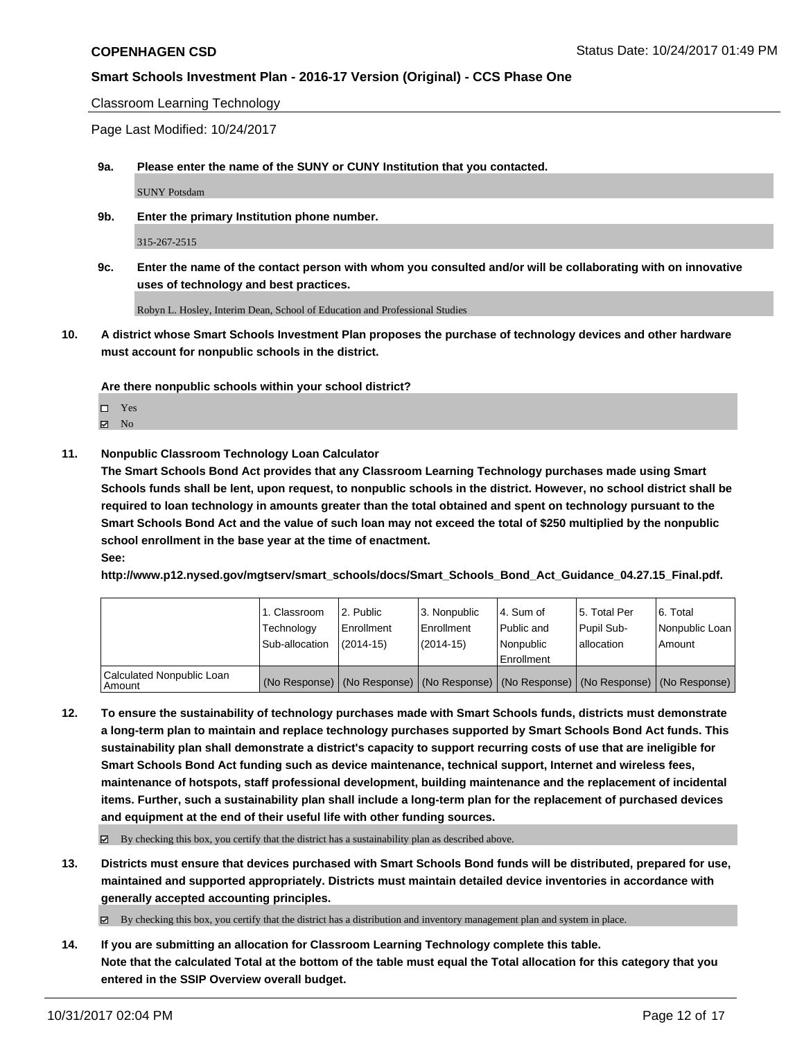Classroom Learning Technology

Page Last Modified: 10/24/2017

**9a. Please enter the name of the SUNY or CUNY Institution that you contacted.**

SUNY Potsdam

**9b. Enter the primary Institution phone number.**

315-267-2515

**9c. Enter the name of the contact person with whom you consulted and/or will be collaborating with on innovative uses of technology and best practices.**

Robyn L. Hosley, Interim Dean, School of Education and Professional Studies

**10. A district whose Smart Schools Investment Plan proposes the purchase of technology devices and other hardware must account for nonpublic schools in the district.**

**Are there nonpublic schools within your school district?**

- ☐ Yes
- ☑ No

**11. Nonpublic Classroom Technology Loan Calculator**

**The Smart Schools Bond Act provides that any Classroom Learning Technology purchases made using Smart Schools funds shall be lent, upon request, to nonpublic schools in the district. However, no school district shall be required to loan technology in amounts greater than the total obtained and spent on technology pursuant to the Smart Schools Bond Act and the value of such loan may not exceed the total of $250 multiplied by the nonpublic school enrollment in the base year at the time of enactment.**

**See:**

**http://www.p12.nysed.gov/mgtserv/smart_schools/docs/Smart_Schools_Bond_Act_Guidance_04.27.15_Final.pdf.**

| | 1. Classroom Technology Sub-allocation | 2. Public Enrollment (2014-15) | 3. Nonpublic Enrollment (2014-15) | 4. Sum of Public and Nonpublic Enrollment | 5. Total Per Pupil Sub-allocation | 6. Total Nonpublic Loan Amount |
|---|---|---|---|---|---|---|
| Calculated Nonpublic Loan Amount | (No Response) | (No Response) | (No Response) | (No Response) | (No Response) | (No Response) |

**12. To ensure the sustainability of technology purchases made with Smart Schools funds, districts must demonstrate a long-term plan to maintain and replace technology purchases supported by Smart Schools Bond Act funds. This sustainability plan shall demonstrate a district's capacity to support recurring costs of use that are ineligible for Smart Schools Bond Act funding such as device maintenance, technical support, Internet and wireless fees, maintenance of hotspots, staff professional development, building maintenance and the replacement of incidental items. Further, such a sustainability plan shall include a long-term plan for the replacement of purchased devices and equipment at the end of their useful life with other funding sources.**

☑ By checking this box, you certify that the district has a sustainability plan as described above.

**13. Districts must ensure that devices purchased with Smart Schools Bond funds will be distributed, prepared for use, maintained and supported appropriately. Districts must maintain detailed device inventories in accordance with generally accepted accounting principles.**

☑ By checking this box, you certify that the district has a distribution and inventory management plan and system in place.

**14. If you are submitting an allocation for Classroom Learning Technology complete this table. Note that the calculated Total at the bottom of the table must equal the Total allocation for this category that you entered in the SSIP Overview overall budget.**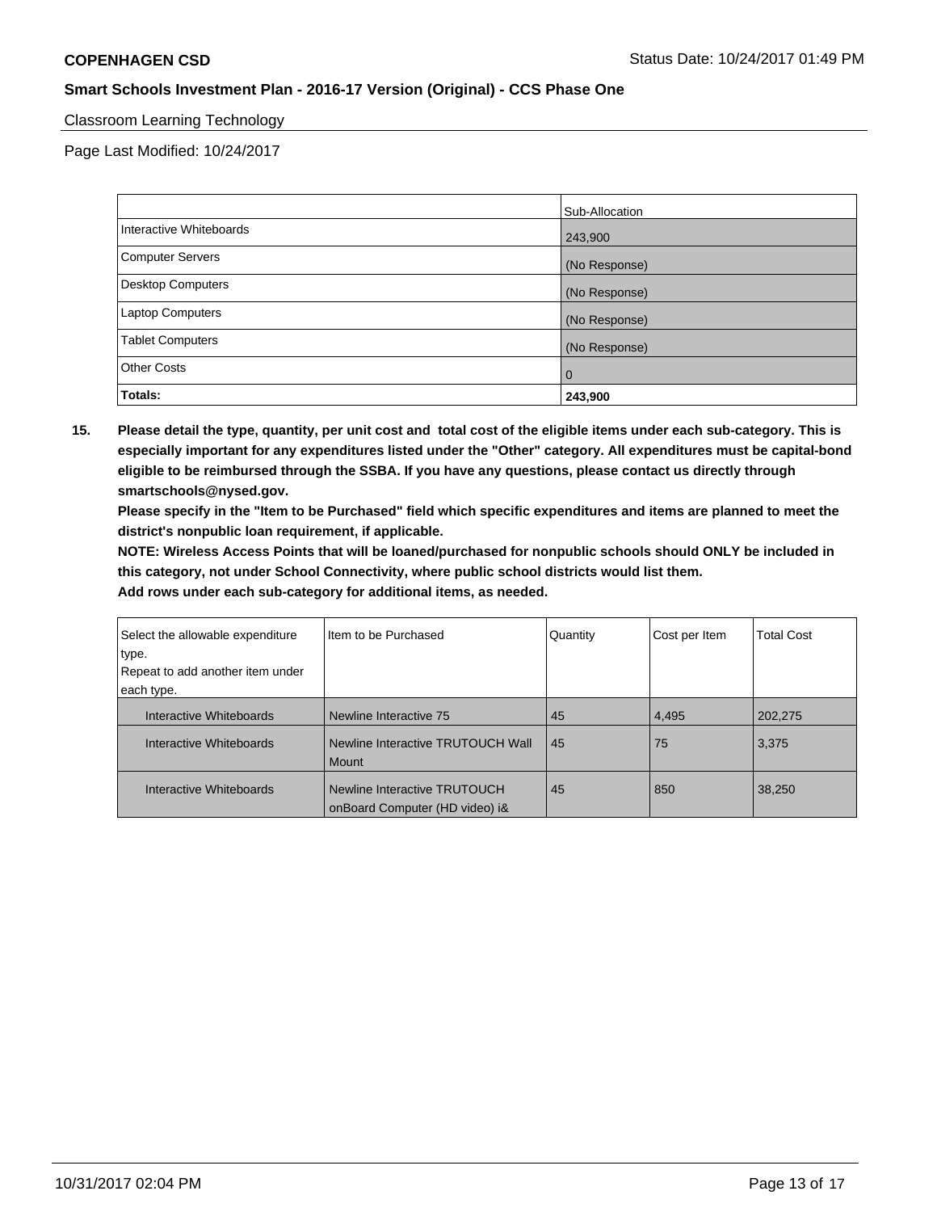**COPENHAGEN CSD** Status Date: 10/24/2017 01:49 PM

**Smart Schools Investment Plan - 2016-17 Version (Original) - CCS Phase One**

Classroom Learning Technology

Page Last Modified: 10/24/2017

| | Sub-Allocation |
|---|---|
| Interactive Whiteboards | 243,900 |
| Computer Servers | (No Response) |
| Desktop Computers | (No Response) |
| Laptop Computers | (No Response) |
| Tablet Computers | (No Response) |
| Other Costs | 0 |
| **Totals:** | **243,900** |

**15. Please detail the type, quantity, per unit cost and total cost of the eligible items under each sub-category. This is especially important for any expenditures listed under the "Other" category. All expenditures must be capital-bond eligible to be reimbursed through the SSBA. If you have any questions, please contact us directly through smartschools@nysed.gov.**

**Please specify in the "Item to be Purchased" field which specific expenditures and items are planned to meet the district's nonpublic loan requirement, if applicable.**

**NOTE: Wireless Access Points that will be loaned/purchased for nonpublic schools should ONLY be included in this category, not under School Connectivity, where public school districts would list them.**

**Add rows under each sub-category for additional items, as needed.**

| Select the allowable expenditure type. Repeat to add another item under each type. | Item to be Purchased | Quantity | Cost per Item | Total Cost |
|---|---|---|---|---|
| Interactive Whiteboards | Newline Interactive 75 | 45 | 4,495 | 202,275 |
| Interactive Whiteboards | Newline Interactive TRUTOUCH Wall Mount | 45 | 75 | 3,375 |
| Interactive Whiteboards | Newline Interactive TRUTOUCH onBoard Computer (HD video) i& | 45 | 850 | 38,250 |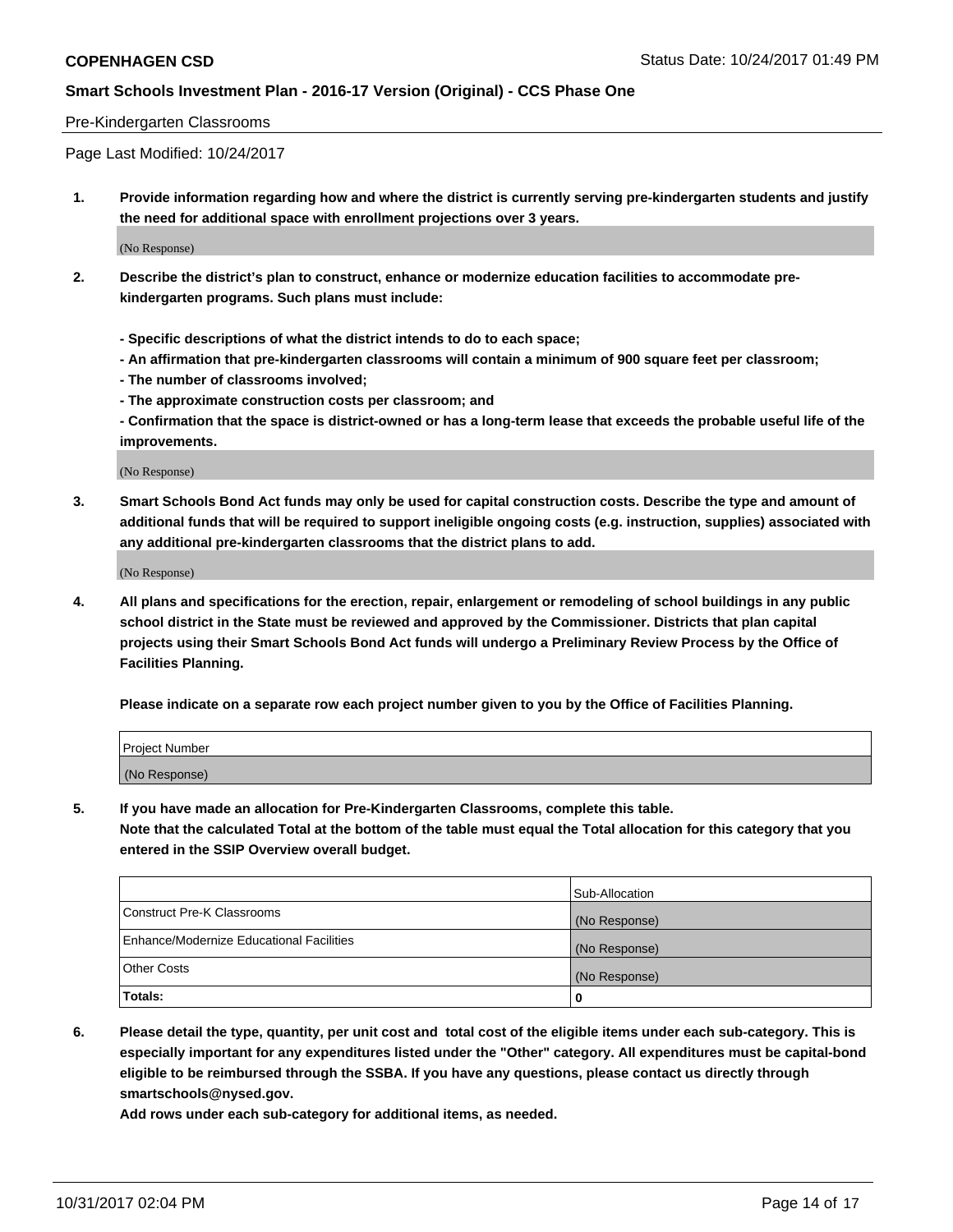Pre-Kindergarten Classrooms

Page Last Modified: 10/24/2017

**1. Provide information regarding how and where the district is currently serving pre-kindergarten students and justify the need for additional space with enrollment projections over 3 years.**

(No Response)

**2. Describe the district's plan to construct, enhance or modernize education facilities to accommodate pre-kindergarten programs. Such plans must include:**

**- Specific descriptions of what the district intends to do to each space;**
**- An affirmation that pre-kindergarten classrooms will contain a minimum of 900 square feet per classroom;**
**- The number of classrooms involved;**
**- The approximate construction costs per classroom; and**
**- Confirmation that the space is district-owned or has a long-term lease that exceeds the probable useful life of the improvements.**

(No Response)

**3. Smart Schools Bond Act funds may only be used for capital construction costs. Describe the type and amount of additional funds that will be required to support ineligible ongoing costs (e.g. instruction, supplies) associated with any additional pre-kindergarten classrooms that the district plans to add.**

(No Response)

**4. All plans and specifications for the erection, repair, enlargement or remodeling of school buildings in any public school district in the State must be reviewed and approved by the Commissioner. Districts that plan capital projects using their Smart Schools Bond Act funds will undergo a Preliminary Review Process by the Office of Facilities Planning.**

**Please indicate on a separate row each project number given to you by the Office of Facilities Planning.**

| Project Number |
|---|
| (No Response) |

**5. If you have made an allocation for Pre-Kindergarten Classrooms, complete this table.**
**Note that the calculated Total at the bottom of the table must equal the Total allocation for this category that you entered in the SSIP Overview overall budget.**

| | Sub-Allocation |
|---|---|
| Construct Pre-K Classrooms | (No Response) |
| Enhance/Modernize Educational Facilities | (No Response) |
| Other Costs | (No Response) |
| **Totals:** | **0** |

**6. Please detail the type, quantity, per unit cost and total cost of the eligible items under each sub-category. This is especially important for any expenditures listed under the "Other" category. All expenditures must be capital-bond eligible to be reimbursed through the SSBA. If you have any questions, please contact us directly through smartschools@nysed.gov.**

**Add rows under each sub-category for additional items, as needed.**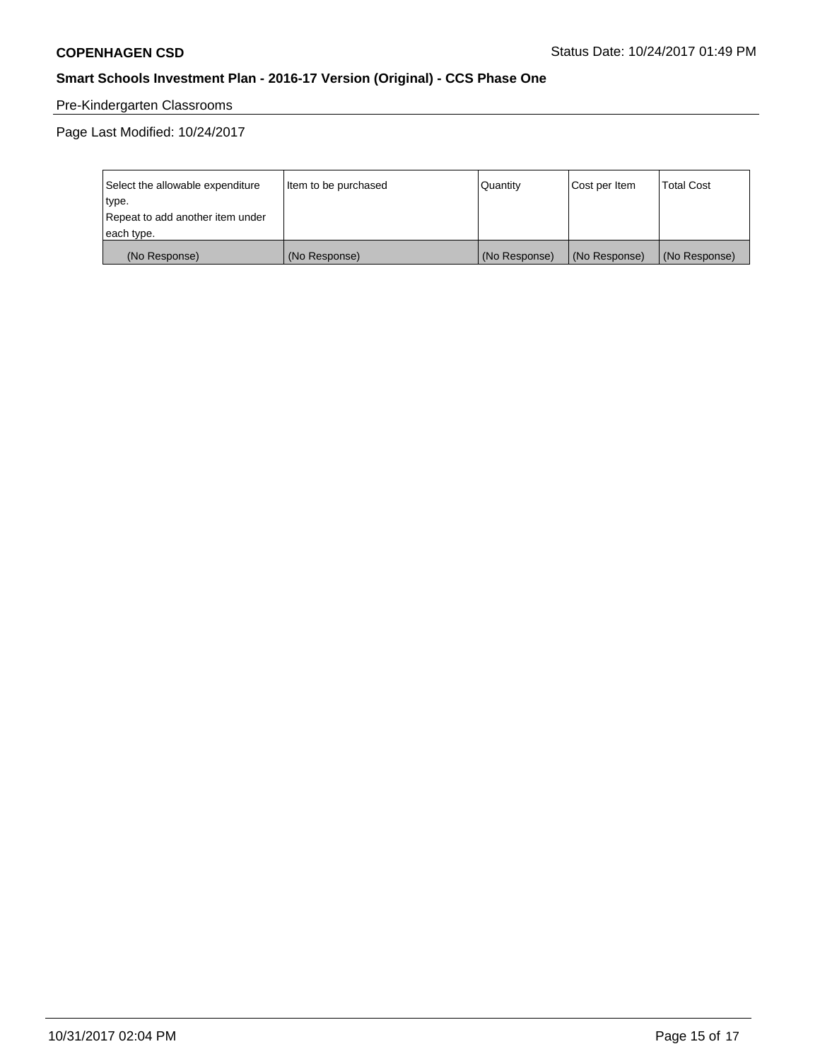**COPENHAGEN CSD** Status Date: 10/24/2017 01:49 PM

**Smart Schools Investment Plan - 2016-17 Version (Original) - CCS Phase One**

Pre-Kindergarten Classrooms

Page Last Modified: 10/24/2017

| Select the allowable expenditure type. Repeat to add another item under each type. | Item to be purchased | Quantity | Cost per Item | Total Cost |
|---|---|---|---|---|
| (No Response) | (No Response) | (No Response) | (No Response) | (No Response) |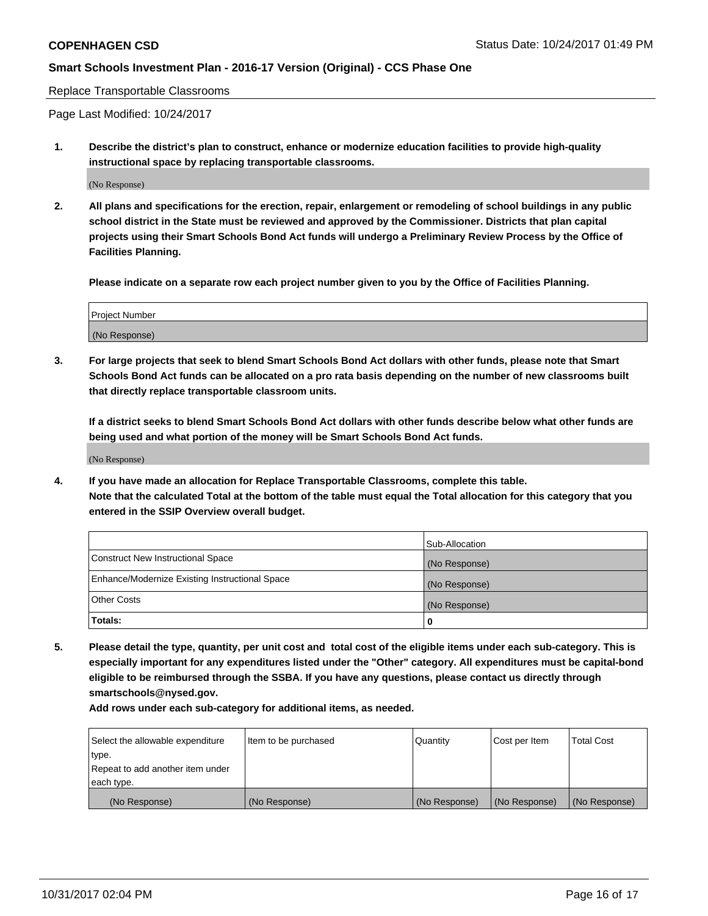Replace Transportable Classrooms

Page Last Modified: 10/24/2017

**1. Describe the district's plan to construct, enhance or modernize education facilities to provide high-quality instructional space by replacing transportable classrooms.**

(No Response)

**2. All plans and specifications for the erection, repair, enlargement or remodeling of school buildings in any public school district in the State must be reviewed and approved by the Commissioner. Districts that plan capital projects using their Smart Schools Bond Act funds will undergo a Preliminary Review Process by the Office of Facilities Planning.**

**Please indicate on a separate row each project number given to you by the Office of Facilities Planning.**

| Project Number |
|---|
| (No Response) |

**3. For large projects that seek to blend Smart Schools Bond Act dollars with other funds, please note that Smart Schools Bond Act funds can be allocated on a pro rata basis depending on the number of new classrooms built that directly replace transportable classroom units.**

**If a district seeks to blend Smart Schools Bond Act dollars with other funds describe below what other funds are being used and what portion of the money will be Smart Schools Bond Act funds.**

(No Response)

**4. If you have made an allocation for Replace Transportable Classrooms, complete this table. Note that the calculated Total at the bottom of the table must equal the Total allocation for this category that you entered in the SSIP Overview overall budget.**

| | Sub-Allocation |
|---|---|
| Construct New Instructional Space | (No Response) |
| Enhance/Modernize Existing Instructional Space | (No Response) |
| Other Costs | (No Response) |
| **Totals:** | **0** |

**5. Please detail the type, quantity, per unit cost and total cost of the eligible items under each sub-category. This is especially important for any expenditures listed under the "Other" category. All expenditures must be capital-bond eligible to be reimbursed through the SSBA. If you have any questions, please contact us directly through smartschools@nysed.gov.**

**Add rows under each sub-category for additional items, as needed.**

| Select the allowable expenditure type. Repeat to add another item under each type. | Item to be purchased | Quantity | Cost per Item | Total Cost |
|---|---|---|---|---|
| (No Response) | (No Response) | (No Response) | (No Response) | (No Response) |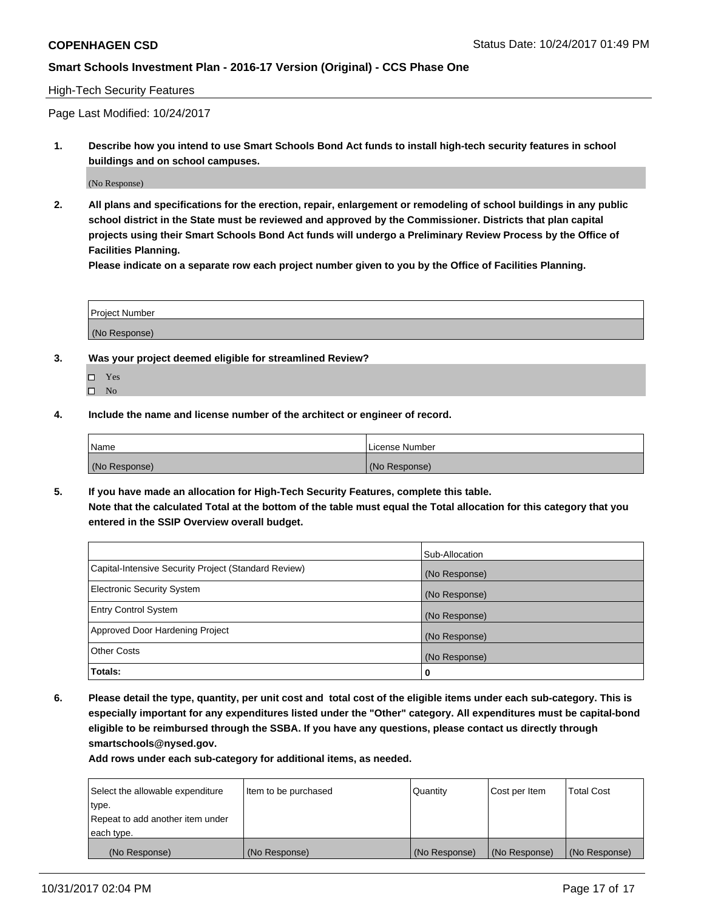**COPENHAGEN CSD** Status Date: 10/24/2017 01:49 PM

**Smart Schools Investment Plan - 2016-17 Version (Original) - CCS Phase One**

High-Tech Security Features

Page Last Modified: 10/24/2017

1. **Describe how you intend to use Smart Schools Bond Act funds to install high-tech security features in school buildings and on school campuses.**

   (No Response)

2. **All plans and specifications for the erection, repair, enlargement or remodeling of school buildings in any public school district in the State must be reviewed and approved by the Commissioner. Districts that plan capital projects using their Smart Schools Bond Act funds will undergo a Preliminary Review Process by the Office of Facilities Planning.**

   **Please indicate on a separate row each project number given to you by the Office of Facilities Planning.**

| Project Number |
|---|
| (No Response) |

3. **Was your project deemed eligible for streamlined Review?**

   - ☐ Yes
   - ☐ No

4. **Include the name and license number of the architect or engineer of record.**

| Name | License Number |
|---|---|
| (No Response) | (No Response) |

5. **If you have made an allocation for High-Tech Security Features, complete this table.**
   **Note that the calculated Total at the bottom of the table must equal the Total allocation for this category that you entered in the SSIP Overview overall budget.**

| | Sub-Allocation |
|---|---|
| Capital-Intensive Security Project (Standard Review) | (No Response) |
| Electronic Security System | (No Response) |
| Entry Control System | (No Response) |
| Approved Door Hardening Project | (No Response) |
| Other Costs | (No Response) |
| **Totals:** | **0** |

6. **Please detail the type, quantity, per unit cost and total cost of the eligible items under each sub-category. This is especially important for any expenditures listed under the "Other" category. All expenditures must be capital-bond eligible to be reimbursed through the SSBA. If you have any questions, please contact us directly through smartschools@nysed.gov.**

   **Add rows under each sub-category for additional items, as needed.**

| Select the allowable expenditure type. Repeat to add another item under each type. | Item to be purchased | Quantity | Cost per Item | Total Cost |
|---|---|---|---|---|
| (No Response) | (No Response) | (No Response) | (No Response) | (No Response) |